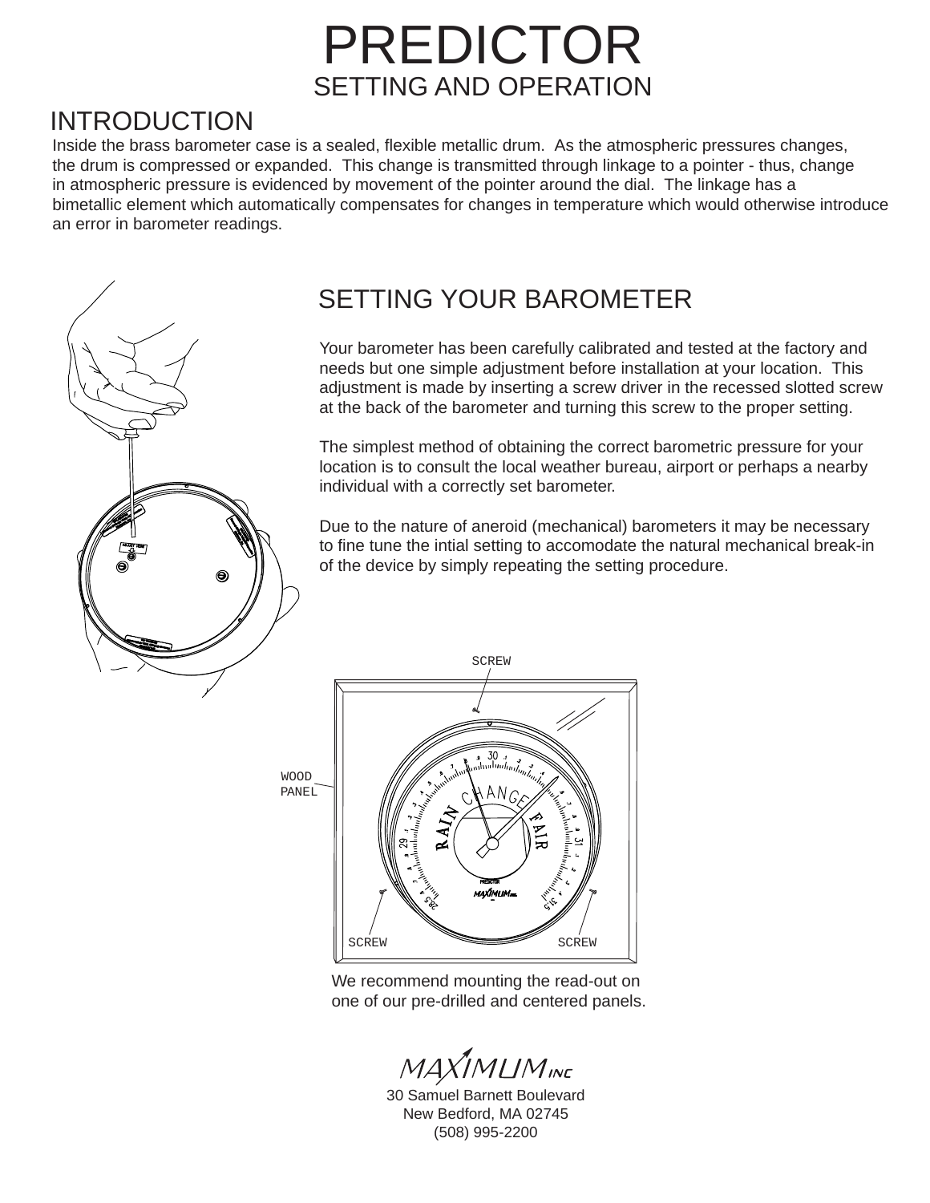# PREDICTOR

## SETTING AND OPERATION

## INTRODUCTION

Inside the brass barometer case is a sealed, flexible metallic drum. As the atmospheric pressures changes, the drum is compressed or expanded. This change is transmitted through linkage to a pointer - thus, change in atmospheric pressure is evidenced by movement of the pointer around the dial. The linkage has a bimetallic element which automatically compensates for changes in temperature which would otherwise introduce an error in barometer readings.

## SETTING YOUR BAROMETER

Your barometer has been carefully calibrated and tested at the factory and needs but one simple adjustment before installation at your location. This adjustment is made by inserting a screw driver in the recessed slotted screw at the back of the barometer and turning this screw to the proper setting.

The simplest method of obtaining the correct barometric pressure for your location is to consult the local weather bureau, airport or perhaps a nearby individual with a correctly set barometer.

Due to the nature of aneroid (mechanical) barometers it may be necessary to fine tune the intial setting to accomodate the natural mechanical break-in of the device by simply repeating the setting procedure.

SCREW

WOOD PANEL

SCREW SCREW

We recommend mounting the read-out on one of our pre-drilled and centered panels.

MAXIMUM INC

30 Samuel Barnett Boulevard
New Bedford, MA 02745
(508) 995-2200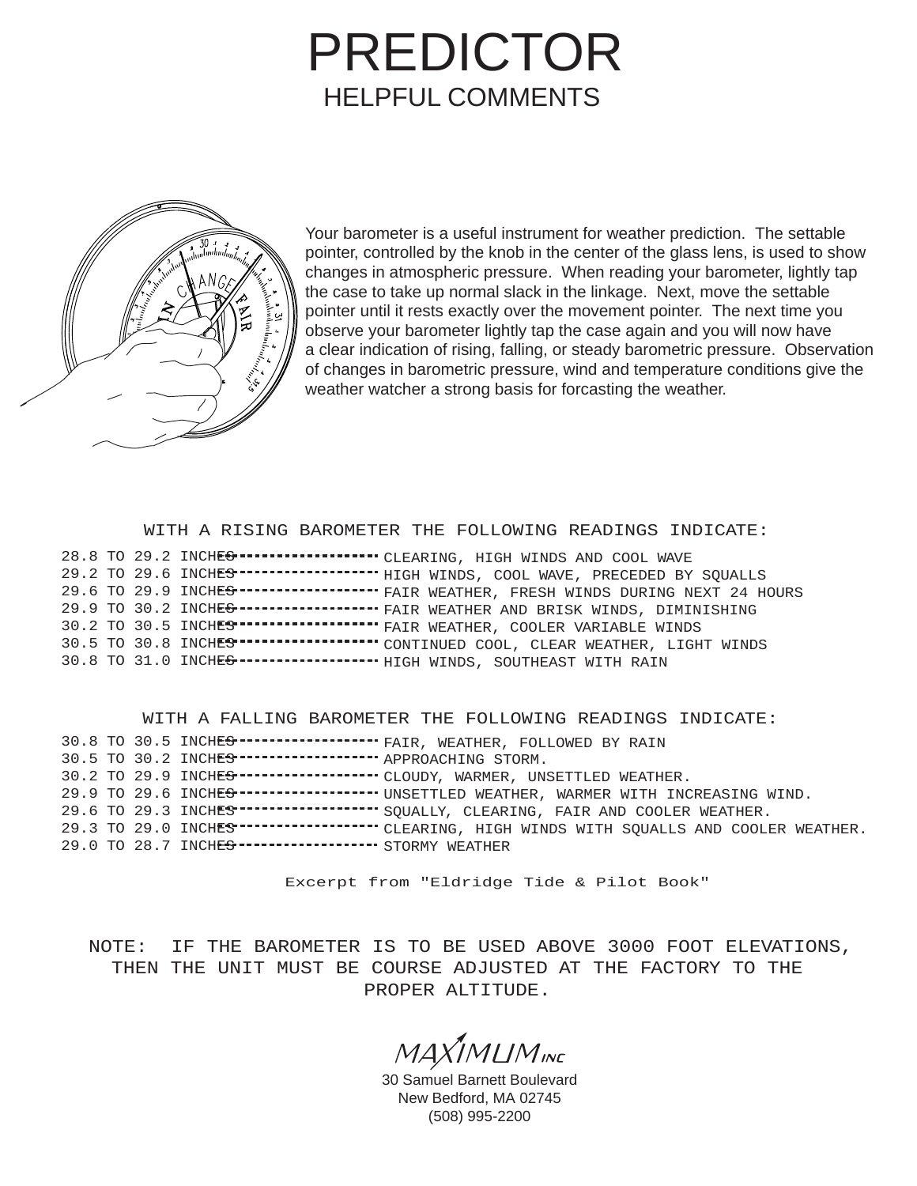# PREDICTOR

## HELPFUL COMMENTS

Your barometer is a useful instrument for weather prediction. The settable pointer, controlled by the knob in the center of the glass lens, is used to show changes in atmospheric pressure. When reading your barometer, lightly tap the case to take up normal slack in the linkage. Next, move the settable pointer until it rests exactly over the movement pointer. The next time you observe your barometer lightly tap the case again and you will now have a clear indication of rising, falling, or steady barometric pressure. Observation of changes in barometric pressure, wind and temperature conditions give the weather watcher a strong basis for forcasting the weather.

### WITH A RISING BAROMETER THE FOLLOWING READINGS INDICATE:

| Reading | Indication |
|---|---|
| 28.8 TO 29.2 INCHES | CLEARING, HIGH WINDS AND COOL WAVE |
| 29.2 TO 29.6 INCHES | HIGH WINDS, COOL WAVE, PRECEDED BY SQUALLS |
| 29.6 TO 29.9 INCHES | FAIR WEATHER, FRESH WINDS DURING NEXT 24 HOURS |
| 29.9 TO 30.2 INCHES | FAIR WEATHER AND BRISK WINDS, DIMINISHING |
| 30.2 TO 30.5 INCHES | FAIR WEATHER, COOLER VARIABLE WINDS |
| 30.5 TO 30.8 INCHES | CONTINUED COOL, CLEAR WEATHER, LIGHT WINDS |
| 30.8 TO 31.0 INCHES | HIGH WINDS, SOUTHEAST WITH RAIN |

### WITH A FALLING BAROMETER THE FOLLOWING READINGS INDICATE:

| Reading | Indication |
|---|---|
| 30.8 TO 30.5 INCHES | FAIR, WEATHER, FOLLOWED BY RAIN |
| 30.5 TO 30.2 INCHES | APPROACHING STORM. |
| 30.2 TO 29.9 INCHES | CLOUDY, WARMER, UNSETTLED WEATHER. |
| 29.9 TO 29.6 INCHES | UNSETTLED WEATHER, WARMER WITH INCREASING WIND. |
| 29.6 TO 29.3 INCHES | SQUALLY, CLEARING, FAIR AND COOLER WEATHER. |
| 29.3 TO 29.0 INCHES | CLEARING, HIGH WINDS WITH SQUALLS AND COOLER WEATHER. |
| 29.0 TO 28.7 INCHES | STORMY WEATHER |

Excerpt from "Eldridge Tide & Pilot Book"

NOTE: IF THE BAROMETER IS TO BE USED ABOVE 3000 FOOT ELEVATIONS, THEN THE UNIT MUST BE COURSE ADJUSTED AT THE FACTORY TO THE PROPER ALTITUDE.

MAXIMUM INC

30 Samuel Barnett Boulevard
New Bedford, MA 02745
(508) 995-2200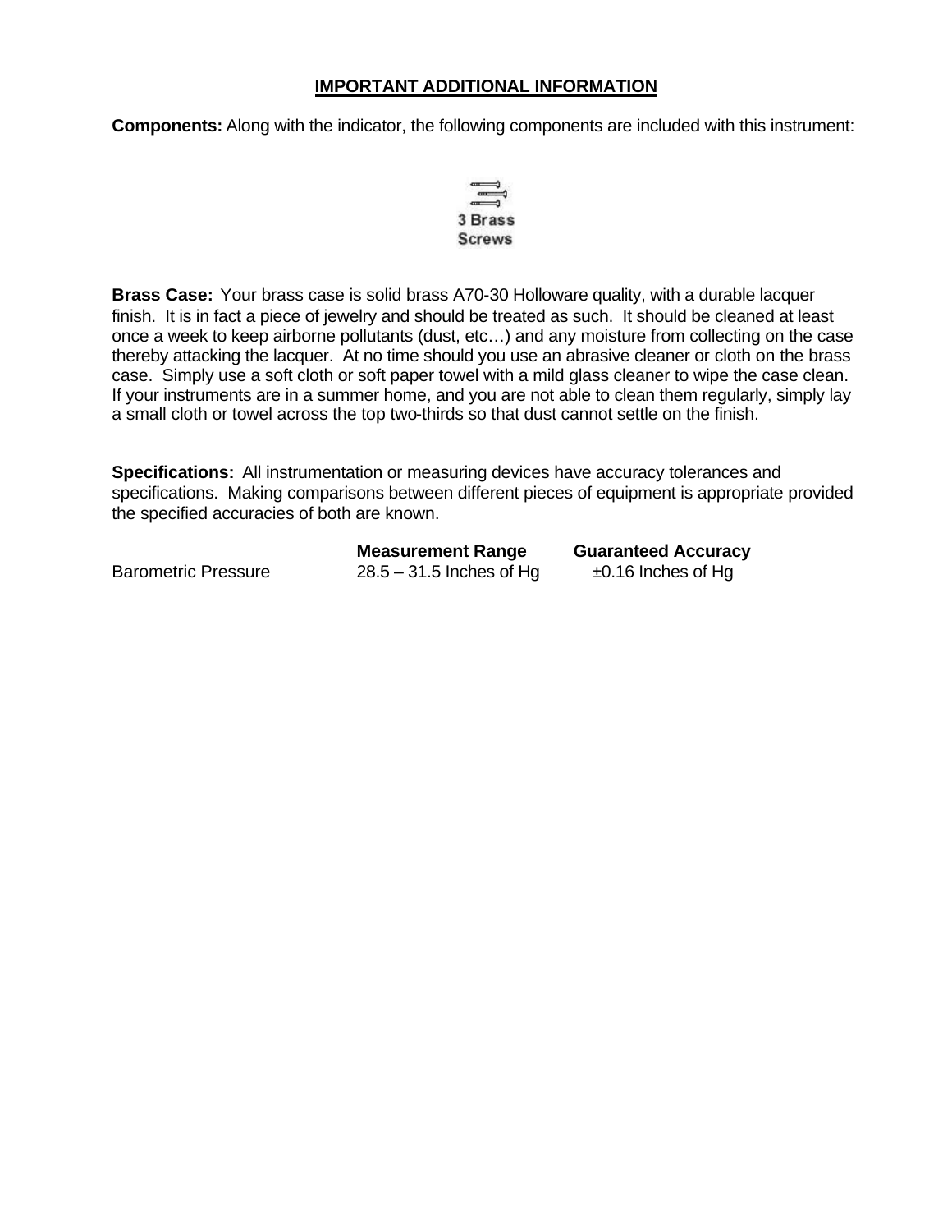## IMPORTANT ADDITIONAL INFORMATION

**Components:** Along with the indicator, the following components are included with this instrument:

3 Brass Screws

**Brass Case:** Your brass case is solid brass A70-30 Holloware quality, with a durable lacquer finish. It is in fact a piece of jewelry and should be treated as such. It should be cleaned at least once a week to keep airborne pollutants (dust, etc…) and any moisture from collecting on the case thereby attacking the lacquer. At no time should you use an abrasive cleaner or cloth on the brass case. Simply use a soft cloth or soft paper towel with a mild glass cleaner to wipe the case clean. If your instruments are in a summer home, and you are not able to clean them regularly, simply lay a small cloth or towel across the top two-thirds so that dust cannot settle on the finish.

**Specifications:** All instrumentation or measuring devices have accuracy tolerances and specifications. Making comparisons between different pieces of equipment is appropriate provided the specified accuracies of both are known.

| | Measurement Range | Guaranteed Accuracy |
|---|---|---|
| Barometric Pressure | 28.5 – 31.5 Inches of Hg | ±0.16 Inches of Hg |